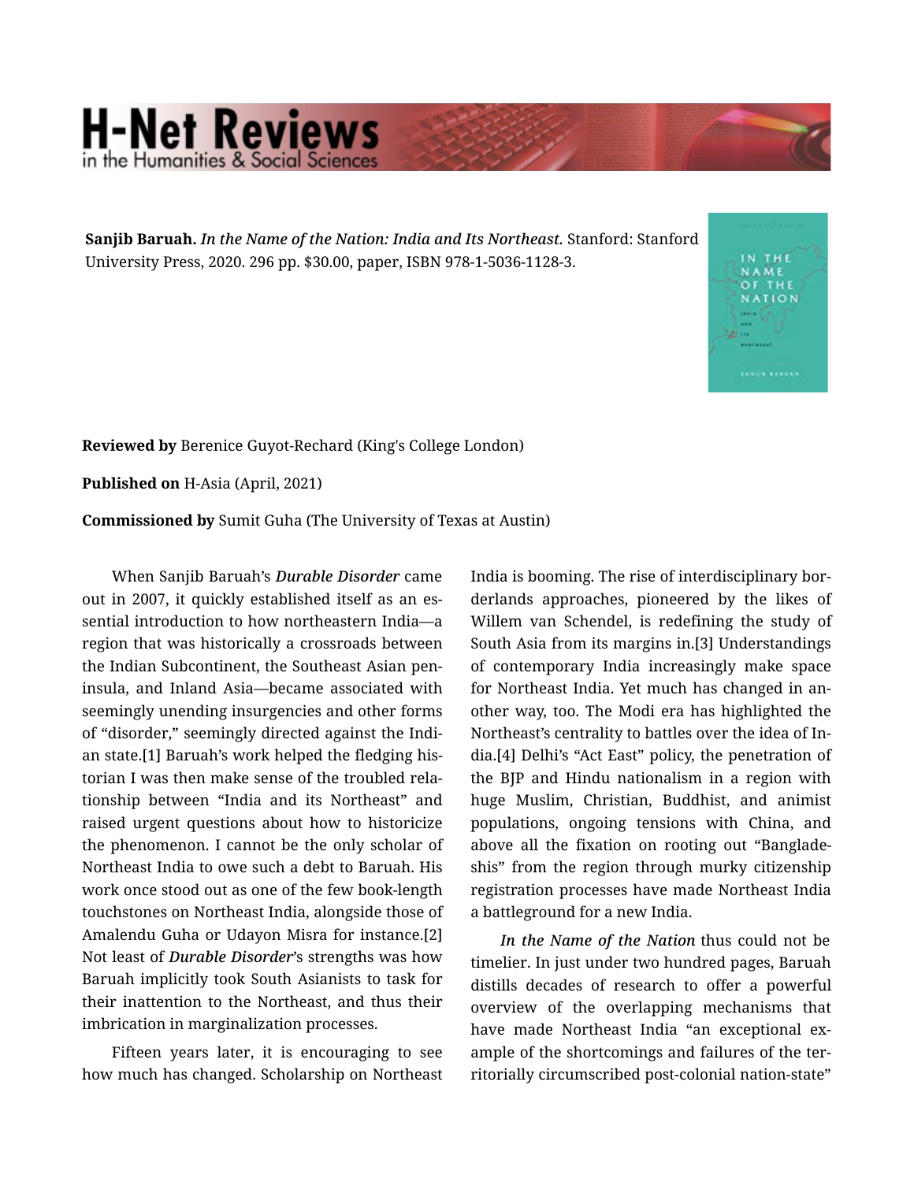**Sanjib Baruah.** *In the Name of the Nation: India and Its Northeast.* Stanford: Stanford University Press, 2020. 296 pp. $30.00, paper, ISBN 978-1-5036-1128-3.

**Reviewed by** Berenice Guyot-Rechard (King's College London)

**Published on** H-Asia (April, 2021)

**Commissioned by** Sumit Guha (The University of Texas at Austin)

When Sanjib Baruah's ***Durable Disorder*** came out in 2007, it quickly established itself as an essential introduction to how northeastern India—a region that was historically a crossroads between the Indian Subcontinent, the Southeast Asian peninsula, and Inland Asia—became associated with seemingly unending insurgencies and other forms of "disorder," seemingly directed against the Indian state.[1] Baruah's work helped the fledging historian I was then make sense of the troubled relationship between "India and its Northeast" and raised urgent questions about how to historicize the phenomenon. I cannot be the only scholar of Northeast India to owe such a debt to Baruah. His work once stood out as one of the few book-length touchstones on Northeast India, alongside those of Amalendu Guha or Udayon Misra for instance.[2] Not least of ***Durable Disorder***'s strengths was how Baruah implicitly took South Asianists to task for their inattention to the Northeast, and thus their imbrication in marginalization processes.

Fifteen years later, it is encouraging to see how much has changed. Scholarship on Northeast India is booming. The rise of interdisciplinary borderlands approaches, pioneered by the likes of Willem van Schendel, is redefining the study of South Asia from its margins in.[3] Understandings of contemporary India increasingly make space for Northeast India. Yet much has changed in another way, too. The Modi era has highlighted the Northeast's centrality to battles over the idea of India.[4] Delhi's "Act East" policy, the penetration of the BJP and Hindu nationalism in a region with huge Muslim, Christian, Buddhist, and animist populations, ongoing tensions with China, and above all the fixation on rooting out "Bangladeshis" from the region through murky citizenship registration processes have made Northeast India a battleground for a new India.

*In the Name of the Nation* thus could not be timelier. In just under two hundred pages, Baruah distills decades of research to offer a powerful overview of the overlapping mechanisms that have made Northeast India "an exceptional example of the shortcomings and failures of the territorially circumscribed post-colonial nation-state"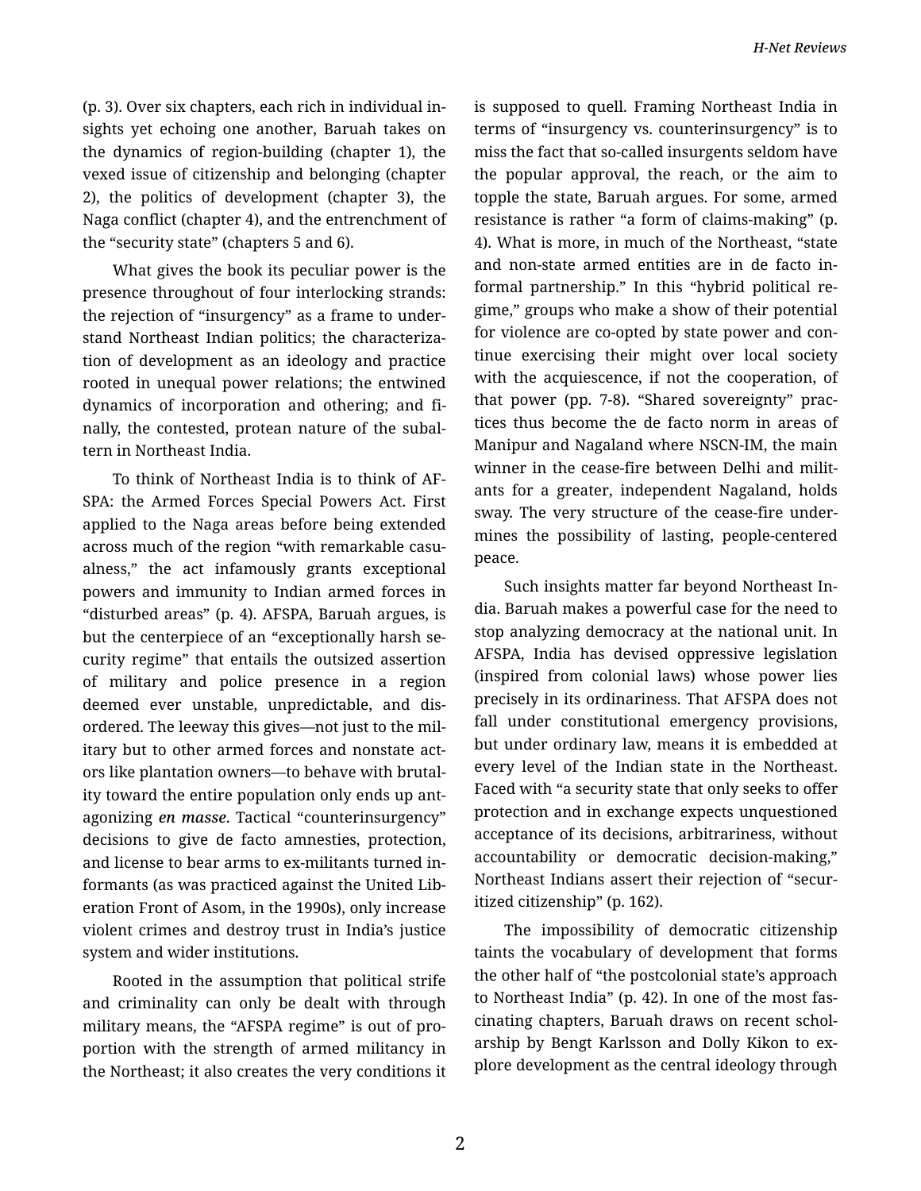(p. 3). Over six chapters, each rich in individual insights yet echoing one another, Baruah takes on the dynamics of region-building (chapter 1), the vexed issue of citizenship and belonging (chapter 2), the politics of development (chapter 3), the Naga conflict (chapter 4), and the entrenchment of the "security state" (chapters 5 and 6).

What gives the book its peculiar power is the presence throughout of four interlocking strands: the rejection of "insurgency" as a frame to understand Northeast Indian politics; the characterization of development as an ideology and practice rooted in unequal power relations; the entwined dynamics of incorporation and othering; and finally, the contested, protean nature of the subaltern in Northeast India.

To think of Northeast India is to think of AFSPA: the Armed Forces Special Powers Act. First applied to the Naga areas before being extended across much of the region "with remarkable casualness," the act infamously grants exceptional powers and immunity to Indian armed forces in "disturbed areas" (p. 4). AFSPA, Baruah argues, is but the centerpiece of an "exceptionally harsh security regime" that entails the outsized assertion of military and police presence in a region deemed ever unstable, unpredictable, and disordered. The leeway this gives—not just to the military but to other armed forces and nonstate actors like plantation owners—to behave with brutality toward the entire population only ends up antagonizing *en masse*. Tactical "counterinsurgency" decisions to give de facto amnesties, protection, and license to bear arms to ex-militants turned informants (as was practiced against the United Liberation Front of Asom, in the 1990s), only increase violent crimes and destroy trust in India's justice system and wider institutions.

Rooted in the assumption that political strife and criminality can only be dealt with through military means, the "AFSPA regime" is out of proportion with the strength of armed militancy in the Northeast; it also creates the very conditions it is supposed to quell. Framing Northeast India in terms of "insurgency vs. counterinsurgency" is to miss the fact that so-called insurgents seldom have the popular approval, the reach, or the aim to topple the state, Baruah argues. For some, armed resistance is rather "a form of claims-making" (p. 4). What is more, in much of the Northeast, "state and non-state armed entities are in de facto informal partnership." In this "hybrid political regime," groups who make a show of their potential for violence are co-opted by state power and continue exercising their might over local society with the acquiescence, if not the cooperation, of that power (pp. 7-8). "Shared sovereignty" practices thus become the de facto norm in areas of Manipur and Nagaland where NSCN-IM, the main winner in the cease-fire between Delhi and militants for a greater, independent Nagaland, holds sway. The very structure of the cease-fire undermines the possibility of lasting, people-centered peace.

Such insights matter far beyond Northeast India. Baruah makes a powerful case for the need to stop analyzing democracy at the national unit. In AFSPA, India has devised oppressive legislation (inspired from colonial laws) whose power lies precisely in its ordinariness. That AFSPA does not fall under constitutional emergency provisions, but under ordinary law, means it is embedded at every level of the Indian state in the Northeast. Faced with "a security state that only seeks to offer protection and in exchange expects unquestioned acceptance of its decisions, arbitrariness, without accountability or democratic decision-making," Northeast Indians assert their rejection of "securitized citizenship" (p. 162).

The impossibility of democratic citizenship taints the vocabulary of development that forms the other half of "the postcolonial state's approach to Northeast India" (p. 42). In one of the most fascinating chapters, Baruah draws on recent scholarship by Bengt Karlsson and Dolly Kikon to explore development as the central ideology through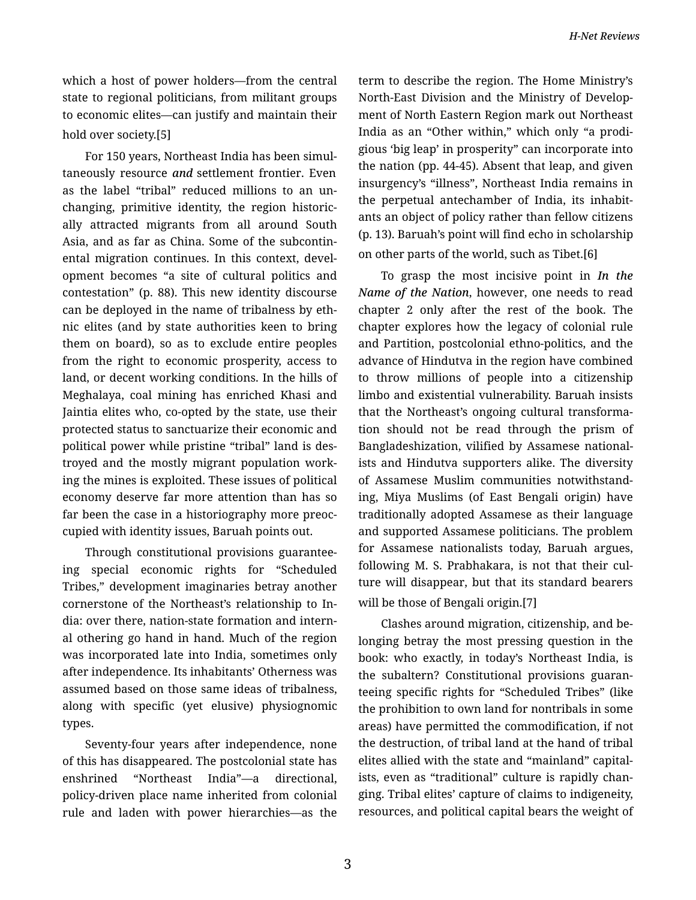which a host of power holders—from the central state to regional politicians, from militant groups to economic elites—can justify and maintain their hold over society.[5]

For 150 years, Northeast India has been simultaneously resource *and* settlement frontier. Even as the label "tribal" reduced millions to an unchanging, primitive identity, the region historically attracted migrants from all around South Asia, and as far as China. Some of the subcontinental migration continues. In this context, development becomes "a site of cultural politics and contestation" (p. 88). This new identity discourse can be deployed in the name of tribalness by ethnic elites (and by state authorities keen to bring them on board), so as to exclude entire peoples from the right to economic prosperity, access to land, or decent working conditions. In the hills of Meghalaya, coal mining has enriched Khasi and Jaintia elites who, co-opted by the state, use their protected status to sanctuarize their economic and political power while pristine "tribal" land is destroyed and the mostly migrant population working the mines is exploited. These issues of political economy deserve far more attention than has so far been the case in a historiography more preoccupied with identity issues, Baruah points out.

Through constitutional provisions guaranteeing special economic rights for "Scheduled Tribes," development imaginaries betray another cornerstone of the Northeast's relationship to India: over there, nation-state formation and internal othering go hand in hand. Much of the region was incorporated late into India, sometimes only after independence. Its inhabitants' Otherness was assumed based on those same ideas of tribalness, along with specific (yet elusive) physiognomic types.

Seventy-four years after independence, none of this has disappeared. The postcolonial state has enshrined "Northeast India"—a directional, policy-driven place name inherited from colonial rule and laden with power hierarchies—as the term to describe the region. The Home Ministry's North-East Division and the Ministry of Development of North Eastern Region mark out Northeast India as an "Other within," which only "a prodigious 'big leap' in prosperity" can incorporate into the nation (pp. 44-45). Absent that leap, and given insurgency's "illness", Northeast India remains in the perpetual antechamber of India, its inhabitants an object of policy rather than fellow citizens (p. 13). Baruah's point will find echo in scholarship on other parts of the world, such as Tibet.[6]

To grasp the most incisive point in *In the Name of the Nation*, however, one needs to read chapter 2 only after the rest of the book. The chapter explores how the legacy of colonial rule and Partition, postcolonial ethno-politics, and the advance of Hindutva in the region have combined to throw millions of people into a citizenship limbo and existential vulnerability. Baruah insists that the Northeast's ongoing cultural transformation should not be read through the prism of Bangladeshization, vilified by Assamese nationalists and Hindutva supporters alike. The diversity of Assamese Muslim communities notwithstanding, Miya Muslims (of East Bengali origin) have traditionally adopted Assamese as their language and supported Assamese politicians. The problem for Assamese nationalists today, Baruah argues, following M. S. Prabhakara, is not that their culture will disappear, but that its standard bearers will be those of Bengali origin.[7]

Clashes around migration, citizenship, and belonging betray the most pressing question in the book: who exactly, in today's Northeast India, is the subaltern? Constitutional provisions guaranteeing specific rights for "Scheduled Tribes" (like the prohibition to own land for nontribals in some areas) have permitted the commodification, if not the destruction, of tribal land at the hand of tribal elites allied with the state and "mainland" capitalists, even as "traditional" culture is rapidly changing. Tribal elites' capture of claims to indigeneity, resources, and political capital bears the weight of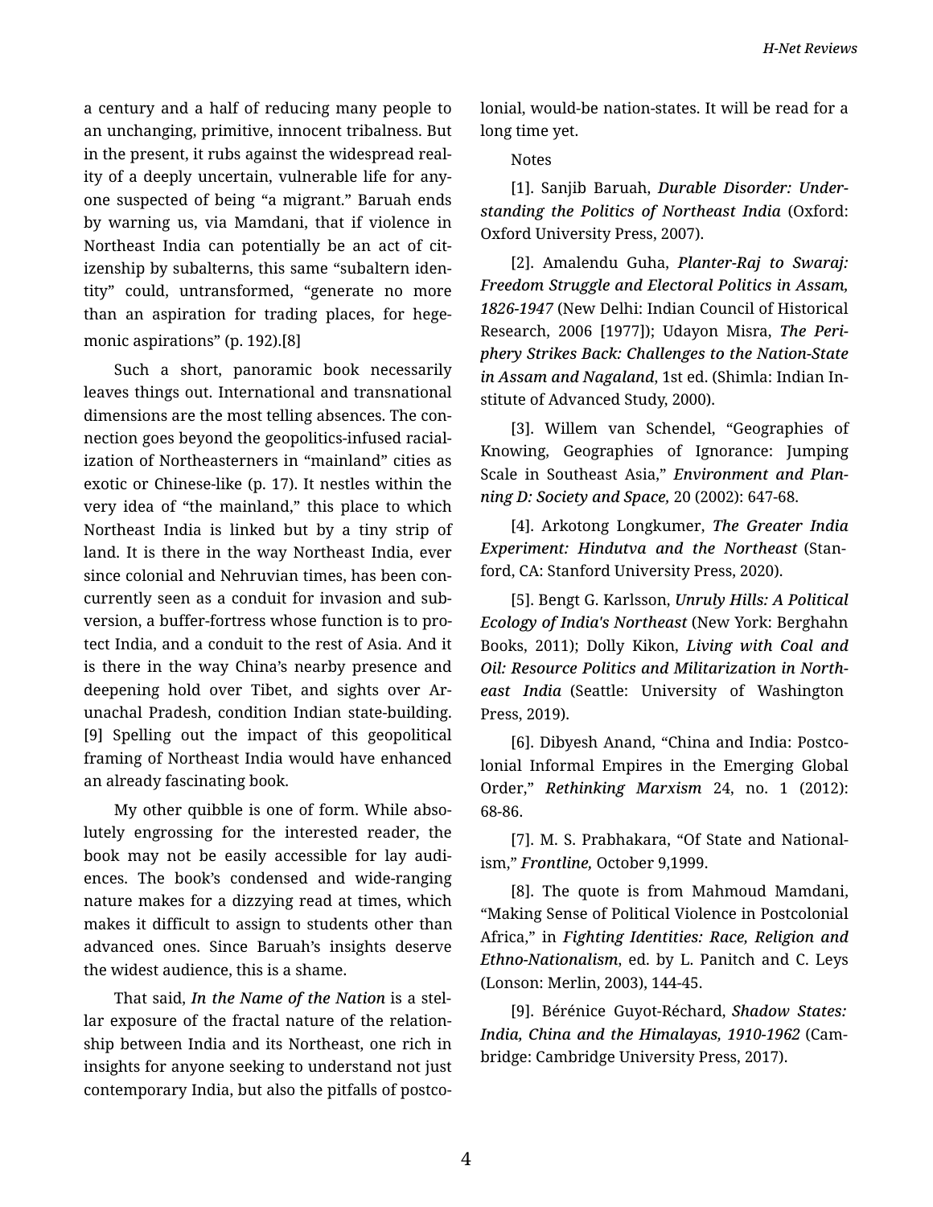a century and a half of reducing many people to an unchanging, primitive, innocent tribalness. But in the present, it rubs against the widespread reality of a deeply uncertain, vulnerable life for anyone suspected of being “a migrant.” Baruah ends by warning us, via Mamdani, that if violence in Northeast India can potentially be an act of citizenship by subalterns, this same “subaltern identity” could, untransformed, “generate no more than an aspiration for trading places, for hegemonic aspirations” (p. 192).[8]

Such a short, panoramic book necessarily leaves things out. International and transnational dimensions are the most telling absences. The connection goes beyond the geopolitics-infused racialization of Northeasterners in “mainland” cities as exotic or Chinese-like (p. 17). It nestles within the very idea of “the mainland,” this place to which Northeast India is linked but by a tiny strip of land. It is there in the way Northeast India, ever since colonial and Nehruvian times, has been concurrently seen as a conduit for invasion and subversion, a buffer-fortress whose function is to protect India, and a conduit to the rest of Asia. And it is there in the way China’s nearby presence and deepening hold over Tibet, and sights over Arunachal Pradesh, condition Indian state-building.[9] Spelling out the impact of this geopolitical framing of Northeast India would have enhanced an already fascinating book.

My other quibble is one of form. While absolutely engrossing for the interested reader, the book may not be easily accessible for lay audiences. The book’s condensed and wide-ranging nature makes for a dizzying read at times, which makes it difficult to assign to students other than advanced ones. Since Baruah’s insights deserve the widest audience, this is a shame.

That said, *In the Name of the Nation* is a stellar exposure of the fractal nature of the relationship between India and its Northeast, one rich in insights for anyone seeking to understand not just contemporary India, but also the pitfalls of postcolonial, would-be nation-states. It will be read for a long time yet.

Notes

[1]. Sanjib Baruah, *Durable Disorder: Understanding the Politics of Northeast India* (Oxford: Oxford University Press, 2007).

[2]. Amalendu Guha, *Planter-Raj to Swaraj: Freedom Struggle and Electoral Politics in Assam, 1826-1947* (New Delhi: Indian Council of Historical Research, 2006 [1977]); Udayon Misra, *The Periphery Strikes Back: Challenges to the Nation-State in Assam and Nagaland*, 1st ed. (Shimla: Indian Institute of Advanced Study, 2000).

[3]. Willem van Schendel, “Geographies of Knowing, Geographies of Ignorance: Jumping Scale in Southeast Asia,” *Environment and Planning D: Society and Space,* 20 (2002): 647-68.

[4]. Arkotong Longkumer, *The Greater India Experiment: Hindutva and the Northeast* (Stanford, CA: Stanford University Press, 2020).

[5]. Bengt G. Karlsson, *Unruly Hills: A Political Ecology of India's Northeast* (New York: Berghahn Books, 2011); Dolly Kikon, *Living with Coal and Oil: Resource Politics and Militarization in Northeast India* (Seattle: University of Washington Press, 2019).

[6]. Dibyesh Anand, “China and India: Postcolonial Informal Empires in the Emerging Global Order,” *Rethinking Marxism* 24, no. 1 (2012): 68-86.

[7]. M. S. Prabhakara, “Of State and Nationalism,” *Frontline,* October 9,1999.

[8]. The quote is from Mahmoud Mamdani, “Making Sense of Political Violence in Postcolonial Africa,” in *Fighting Identities: Race, Religion and Ethno-Nationalism*, ed. by L. Panitch and C. Leys (Lonson: Merlin, 2003), 144-45.

[9]. Bérénice Guyot-Réchard, *Shadow States: India, China and the Himalayas, 1910-1962* (Cambridge: Cambridge University Press, 2017).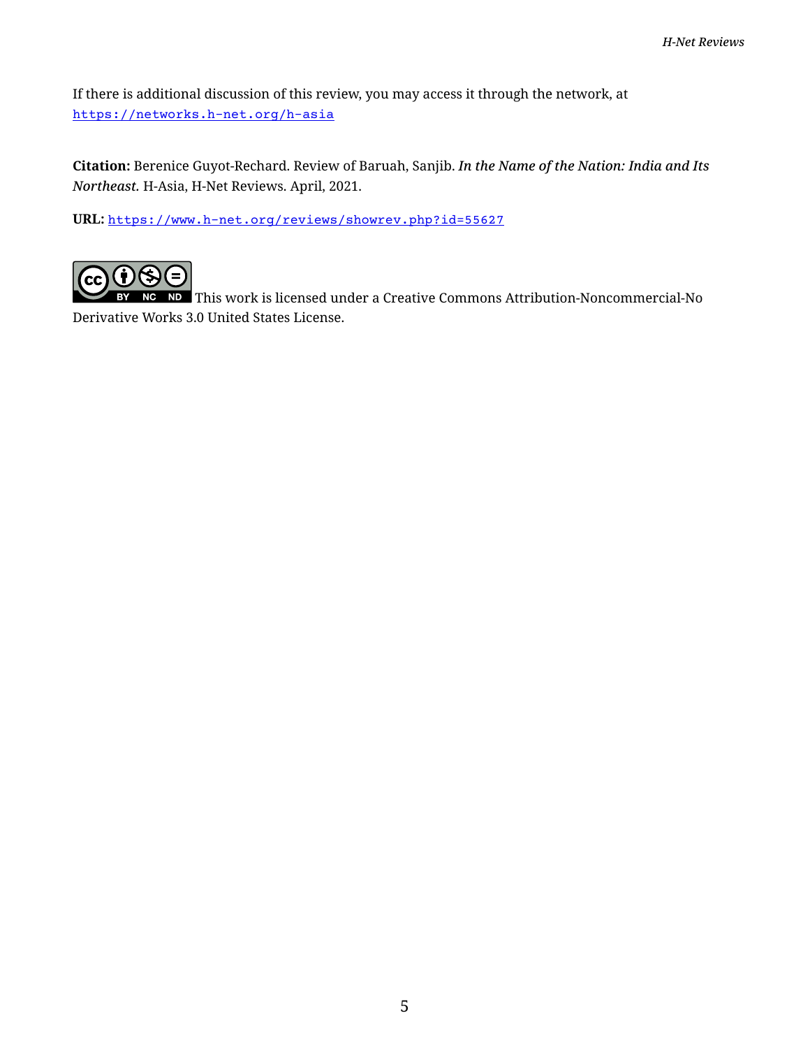If there is additional discussion of this review, you may access it through the network, at https://networks.h-net.org/h-asia

**Citation:** Berenice Guyot-Rechard. Review of Baruah, Sanjib. ***In the Name of the Nation: India and Its Northeast.*** H-Asia, H-Net Reviews. April, 2021.

**URL:** https://www.h-net.org/reviews/showrev.php?id=55627

This work is licensed under a Creative Commons Attribution-Noncommercial-No Derivative Works 3.0 United States License.